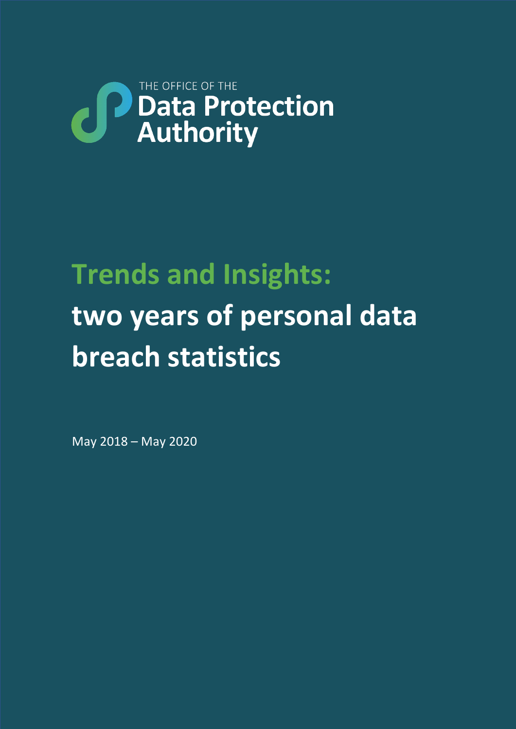THE OFFICE OF THE

**Data Protection Authority**

# Trends and Insights: two years of personal data breach statistics

May 2018 – May 2020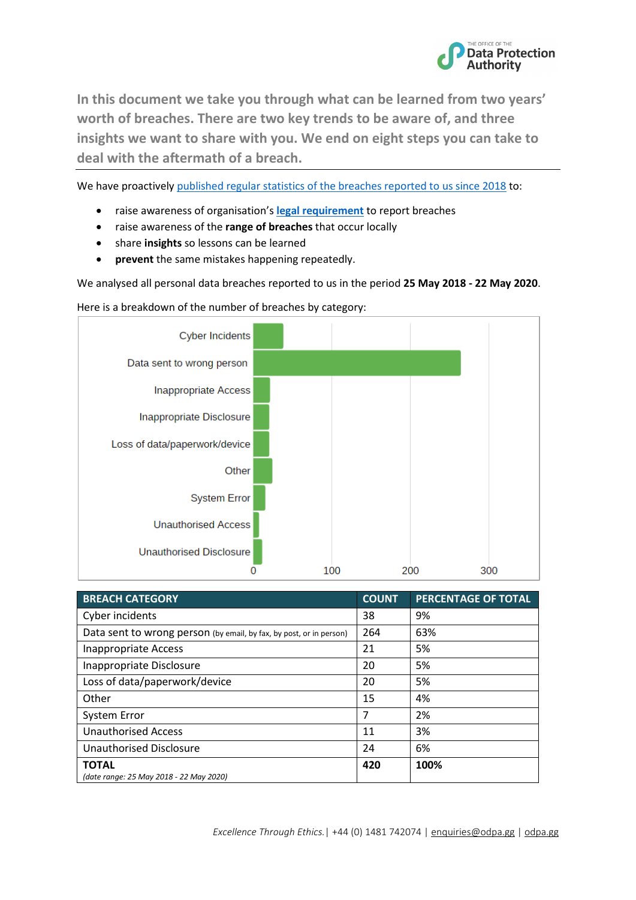**In this document we take you through what can be learned from two years' worth of breaches. There are two key trends to be aware of, and three insights we want to share with you. We end on eight steps you can take to deal with the aftermath of a breach.**

---

We have proactively published regular statistics of the breaches reported to us since 2018 to:

- raise awareness of organisation's **legal requirement** to report breaches
- raise awareness of the **range of breaches** that occur locally
- share **insights** so lessons can be learned
- **prevent** the same mistakes happening repeatedly.

We analysed all personal data breaches reported to us in the period **25 May 2018 - 22 May 2020**.

Here is a breakdown of the number of breaches by category:

| BREACH CATEGORY | COUNT | PERCENTAGE OF TOTAL |
|---|---|---|
| Cyber incidents | 38 | 9% |
| Data sent to wrong person (by email, by fax, by post, or in person) | 264 | 63% |
| Inappropriate Access | 21 | 5% |
| Inappropriate Disclosure | 20 | 5% |
| Loss of data/paperwork/device | 20 | 5% |
| Other | 15 | 4% |
| System Error | 7 | 2% |
| Unauthorised Access | 11 | 3% |
| Unauthorised Disclosure | 24 | 6% |
| **TOTAL** *(date range: 25 May 2018 - 22 May 2020)* | **420** | **100%** |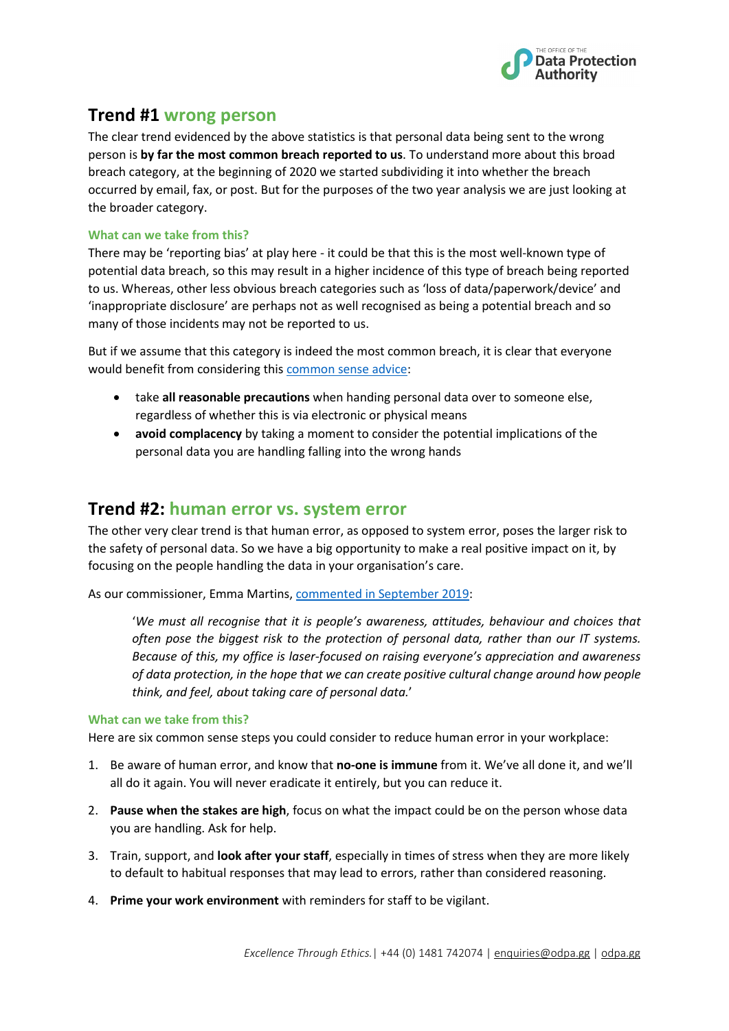## Trend #1 wrong person

The clear trend evidenced by the above statistics is that personal data being sent to the wrong person is **by far the most common breach reported to us**. To understand more about this broad breach category, at the beginning of 2020 we started subdividing it into whether the breach occurred by email, fax, or post. But for the purposes of the two year analysis we are just looking at the broader category.

### What can we take from this?

There may be 'reporting bias' at play here - it could be that this is the most well-known type of potential data breach, so this may result in a higher incidence of this type of breach being reported to us. Whereas, other less obvious breach categories such as 'loss of data/paperwork/device' and 'inappropriate disclosure' are perhaps not as well recognised as being a potential breach and so many of those incidents may not be reported to us.

But if we assume that this category is indeed the most common breach, it is clear that everyone would benefit from considering this common sense advice:

- take **all reasonable precautions** when handing personal data over to someone else, regardless of whether this is via electronic or physical means
- **avoid complacency** by taking a moment to consider the potential implications of the personal data you are handling falling into the wrong hands

## Trend #2: human error vs. system error

The other very clear trend is that human error, as opposed to system error, poses the larger risk to the safety of personal data. So we have a big opportunity to make a real positive impact on it, by focusing on the people handling the data in your organisation's care.

As our commissioner, Emma Martins, commented in September 2019:

> '*We must all recognise that it is people's awareness, attitudes, behaviour and choices that often pose the biggest risk to the protection of personal data, rather than our IT systems. Because of this, my office is laser-focused on raising everyone's appreciation and awareness of data protection, in the hope that we can create positive cultural change around how people think, and feel, about taking care of personal data.*'

### What can we take from this?

Here are six common sense steps you could consider to reduce human error in your workplace:

1. Be aware of human error, and know that **no-one is immune** from it. We've all done it, and we'll all do it again. You will never eradicate it entirely, but you can reduce it.
2. **Pause when the stakes are high**, focus on what the impact could be on the person whose data you are handling. Ask for help.
3. Train, support, and **look after your staff**, especially in times of stress when they are more likely to default to habitual responses that may lead to errors, rather than considered reasoning.
4. **Prime your work environment** with reminders for staff to be vigilant.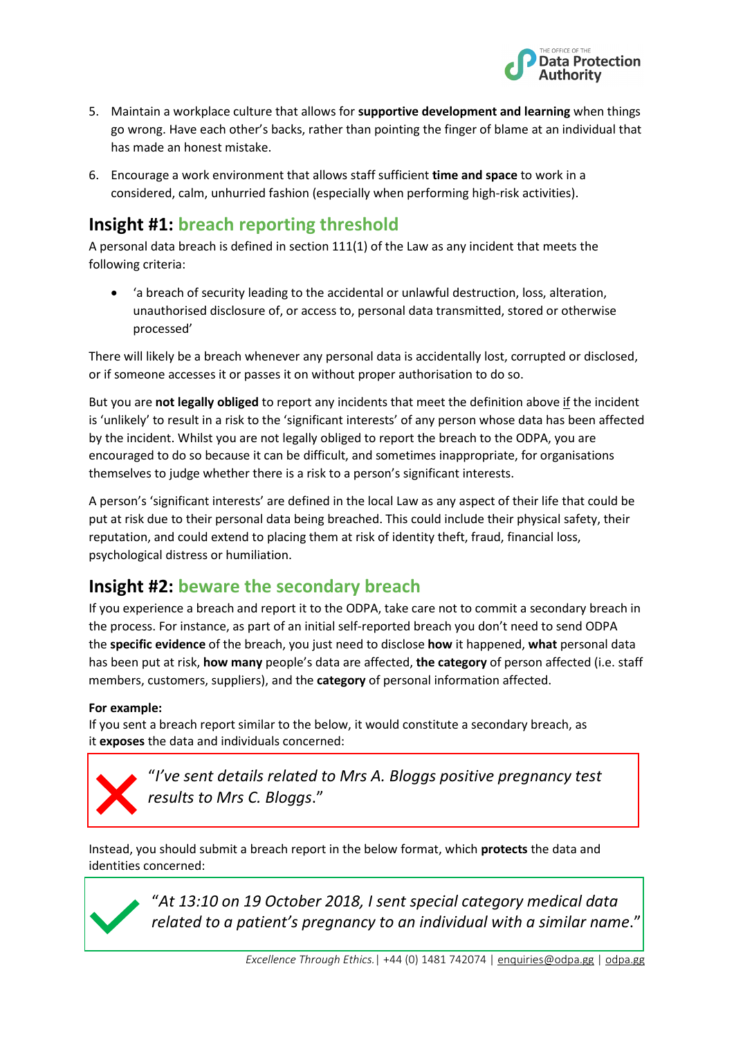5. Maintain a workplace culture that allows for **supportive development and learning** when things go wrong. Have each other's backs, rather than pointing the finger of blame at an individual that has made an honest mistake.

6. Encourage a work environment that allows staff sufficient **time and space** to work in a considered, calm, unhurried fashion (especially when performing high-risk activities).

## Insight #1: breach reporting threshold

A personal data breach is defined in section 111(1) of the Law as any incident that meets the following criteria:

- 'a breach of security leading to the accidental or unlawful destruction, loss, alteration, unauthorised disclosure of, or access to, personal data transmitted, stored or otherwise processed'

There will likely be a breach whenever any personal data is accidentally lost, corrupted or disclosed, or if someone accesses it or passes it on without proper authorisation to do so.

But you are **not legally obliged** to report any incidents that meet the definition above if the incident is 'unlikely' to result in a risk to the 'significant interests' of any person whose data has been affected by the incident. Whilst you are not legally obliged to report the breach to the ODPA, you are encouraged to do so because it can be difficult, and sometimes inappropriate, for organisations themselves to judge whether there is a risk to a person's significant interests.

A person's 'significant interests' are defined in the local Law as any aspect of their life that could be put at risk due to their personal data being breached. This could include their physical safety, their reputation, and could extend to placing them at risk of identity theft, fraud, financial loss, psychological distress or humiliation.

## Insight #2: beware the secondary breach

If you experience a breach and report it to the ODPA, take care not to commit a secondary breach in the process. For instance, as part of an initial self-reported breach you don't need to send ODPA the **specific evidence** of the breach, you just need to disclose **how** it happened, **what** personal data has been put at risk, **how many** people's data are affected, **the category** of person affected (i.e. staff members, customers, suppliers), and the **category** of personal information affected.

**For example:**
If you sent a breach report similar to the below, it would constitute a secondary breach, as it **exposes** the data and individuals concerned:

> ✗ "*I've sent details related to Mrs A. Bloggs positive pregnancy test results to Mrs C. Bloggs*."

Instead, you should submit a breach report in the below format, which **protects** the data and identities concerned:

> ✓ "*At 13:10 on 19 October 2018, I sent special category medical data related to a patient's pregnancy to an individual with a similar name*."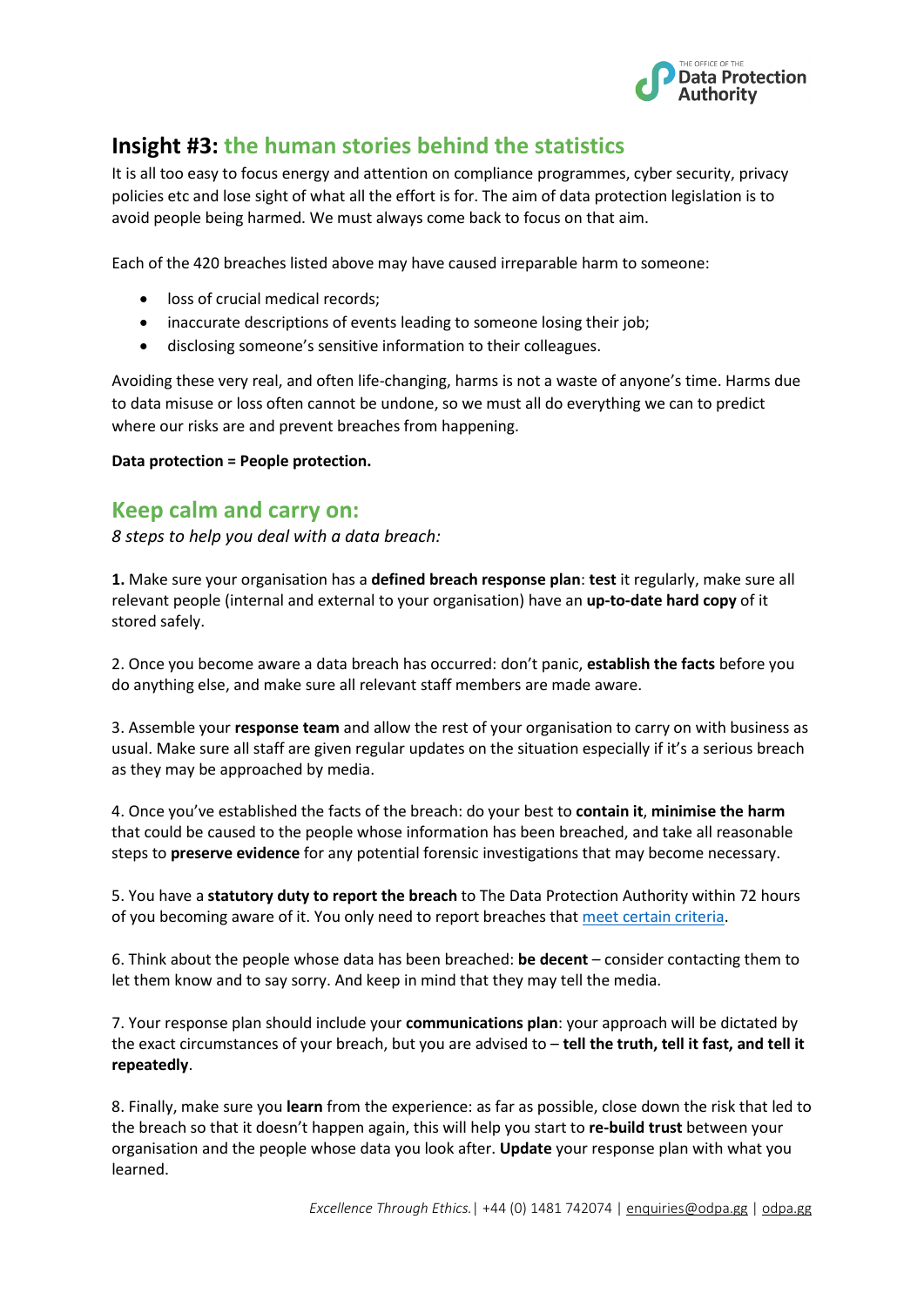## Insight #3: the human stories behind the statistics

It is all too easy to focus energy and attention on compliance programmes, cyber security, privacy policies etc and lose sight of what all the effort is for. The aim of data protection legislation is to avoid people being harmed. We must always come back to focus on that aim.

Each of the 420 breaches listed above may have caused irreparable harm to someone:

- loss of crucial medical records;
- inaccurate descriptions of events leading to someone losing their job;
- disclosing someone's sensitive information to their colleagues.

Avoiding these very real, and often life-changing, harms is not a waste of anyone's time. Harms due to data misuse or loss often cannot be undone, so we must all do everything we can to predict where our risks are and prevent breaches from happening.

**Data protection = People protection.**

## Keep calm and carry on:

*8 steps to help you deal with a data breach:*

**1.** Make sure your organisation has a **defined breach response plan**: **test** it regularly, make sure all relevant people (internal and external to your organisation) have an **up-to-date hard copy** of it stored safely.

2. Once you become aware a data breach has occurred: don't panic, **establish the facts** before you do anything else, and make sure all relevant staff members are made aware.

3. Assemble your **response team** and allow the rest of your organisation to carry on with business as usual. Make sure all staff are given regular updates on the situation especially if it's a serious breach as they may be approached by media.

4. Once you've established the facts of the breach: do your best to **contain it**, **minimise the harm** that could be caused to the people whose information has been breached, and take all reasonable steps to **preserve evidence** for any potential forensic investigations that may become necessary.

5. You have a **statutory duty to report the breach** to The Data Protection Authority within 72 hours of you becoming aware of it. You only need to report breaches that [meet certain criteria](#).

6. Think about the people whose data has been breached: **be decent** – consider contacting them to let them know and to say sorry. And keep in mind that they may tell the media.

7. Your response plan should include your **communications plan**: your approach will be dictated by the exact circumstances of your breach, but you are advised to – **tell the truth, tell it fast, and tell it repeatedly**.

8. Finally, make sure you **learn** from the experience: as far as possible, close down the risk that led to the breach so that it doesn't happen again, this will help you start to **re-build trust** between your organisation and the people whose data you look after. **Update** your response plan with what you learned.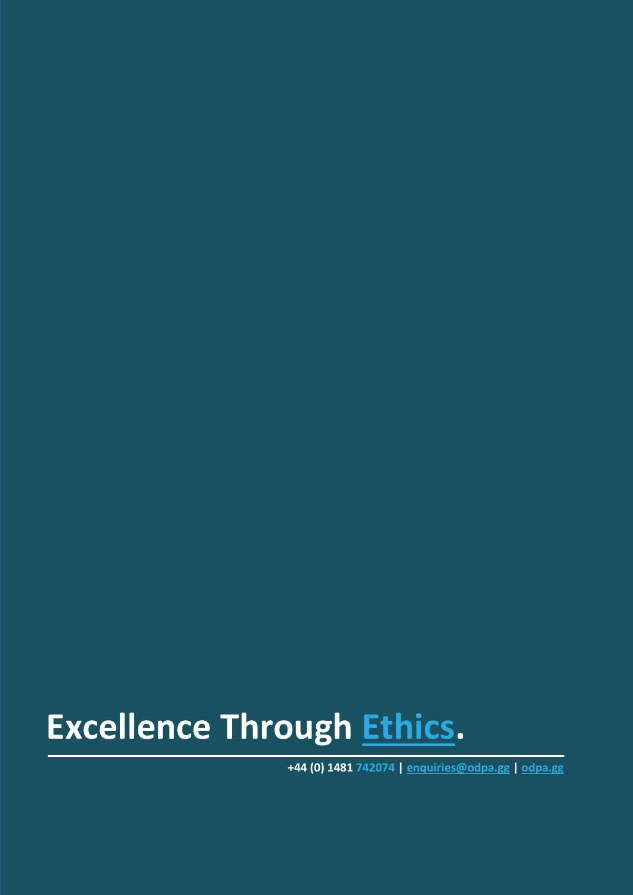# Excellence Through Ethics.

**+44 (0) 1481 742074 | enquiries@odpa.gg | odpa.gg**